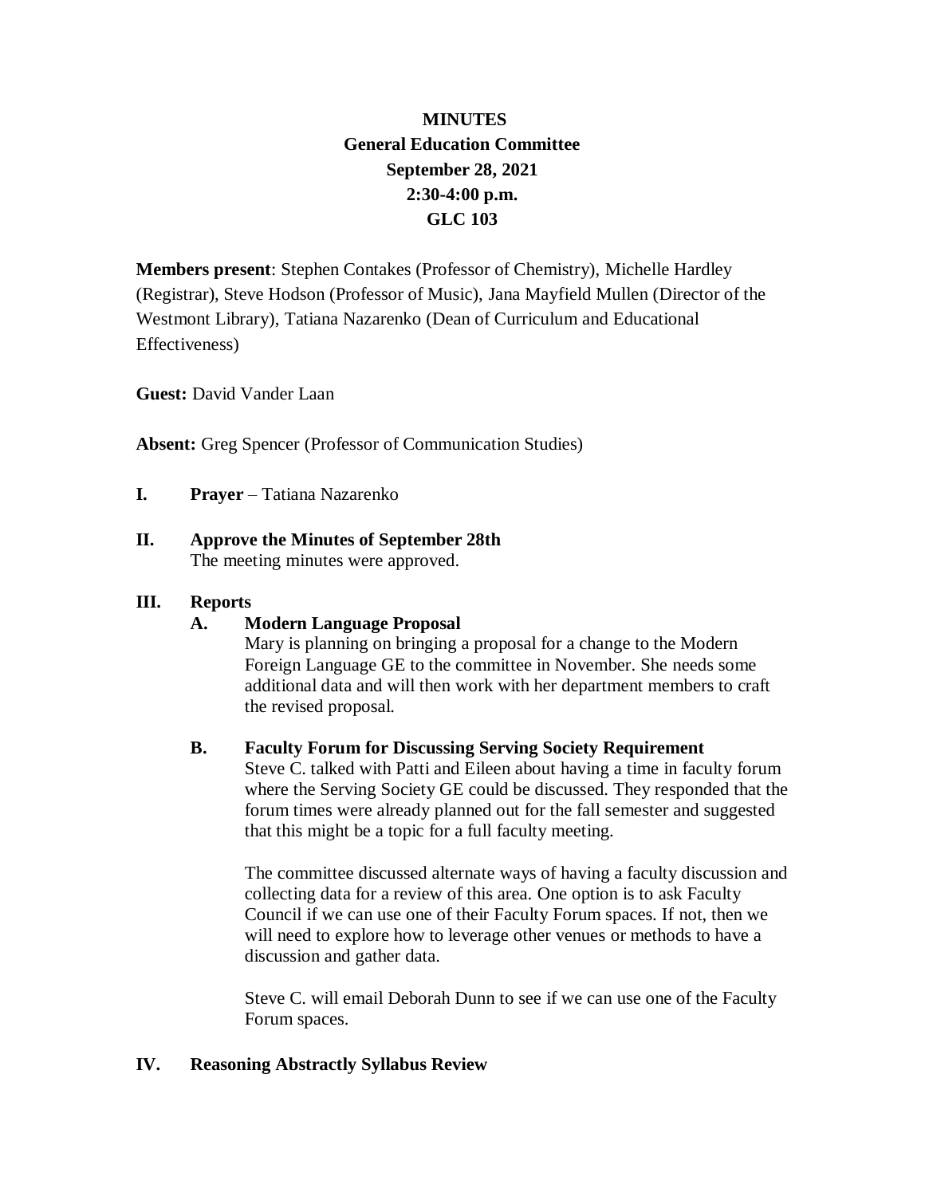**MINUTES**
**General Education Committee**
**September 28, 2021**
**2:30-4:00 p.m.**
**GLC 103**

**Members present**: Stephen Contakes (Professor of Chemistry), Michelle Hardley (Registrar), Steve Hodson (Professor of Music), Jana Mayfield Mullen (Director of the Westmont Library), Tatiana Nazarenko (Dean of Curriculum and Educational Effectiveness)

**Guest:** David Vander Laan

**Absent:** Greg Spencer (Professor of Communication Studies)

**I. Prayer** – Tatiana Nazarenko

**II. Approve the Minutes of September 28th**

The meeting minutes were approved.

**III. Reports**

**A. Modern Language Proposal**

Mary is planning on bringing a proposal for a change to the Modern Foreign Language GE to the committee in November. She needs some additional data and will then work with her department members to craft the revised proposal.

**B. Faculty Forum for Discussing Serving Society Requirement**

Steve C. talked with Patti and Eileen about having a time in faculty forum where the Serving Society GE could be discussed. They responded that the forum times were already planned out for the fall semester and suggested that this might be a topic for a full faculty meeting.

The committee discussed alternate ways of having a faculty discussion and collecting data for a review of this area. One option is to ask Faculty Council if we can use one of their Faculty Forum spaces. If not, then we will need to explore how to leverage other venues or methods to have a discussion and gather data.

Steve C. will email Deborah Dunn to see if we can use one of the Faculty Forum spaces.

**IV. Reasoning Abstractly Syllabus Review**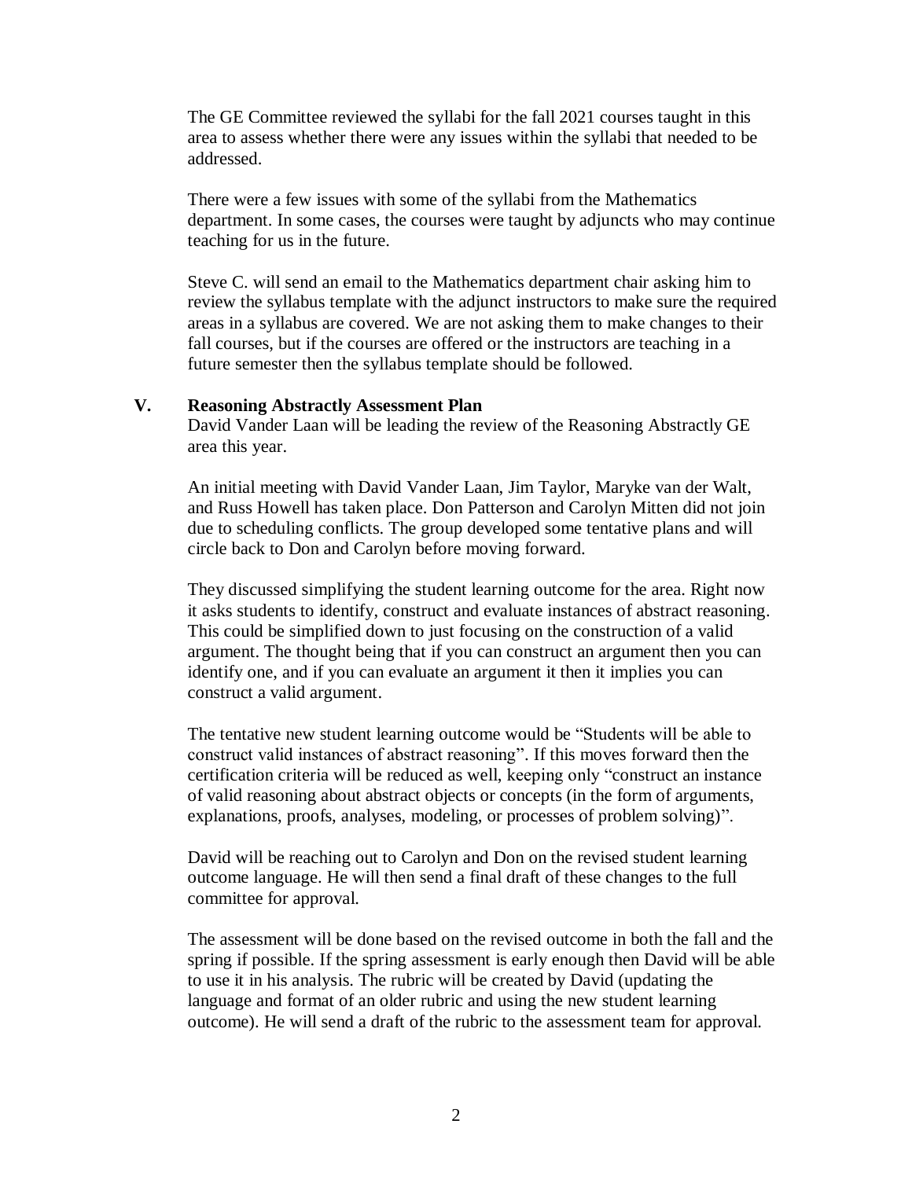The GE Committee reviewed the syllabi for the fall 2021 courses taught in this area to assess whether there were any issues within the syllabi that needed to be addressed.

There were a few issues with some of the syllabi from the Mathematics department. In some cases, the courses were taught by adjuncts who may continue teaching for us in the future.

Steve C. will send an email to the Mathematics department chair asking him to review the syllabus template with the adjunct instructors to make sure the required areas in a syllabus are covered. We are not asking them to make changes to their fall courses, but if the courses are offered or the instructors are teaching in a future semester then the syllabus template should be followed.

## V. Reasoning Abstractly Assessment Plan

David Vander Laan will be leading the review of the Reasoning Abstractly GE area this year.

An initial meeting with David Vander Laan, Jim Taylor, Maryke van der Walt, and Russ Howell has taken place. Don Patterson and Carolyn Mitten did not join due to scheduling conflicts. The group developed some tentative plans and will circle back to Don and Carolyn before moving forward.

They discussed simplifying the student learning outcome for the area. Right now it asks students to identify, construct and evaluate instances of abstract reasoning. This could be simplified down to just focusing on the construction of a valid argument. The thought being that if you can construct an argument then you can identify one, and if you can evaluate an argument it then it implies you can construct a valid argument.

The tentative new student learning outcome would be "Students will be able to construct valid instances of abstract reasoning". If this moves forward then the certification criteria will be reduced as well, keeping only "construct an instance of valid reasoning about abstract objects or concepts (in the form of arguments, explanations, proofs, analyses, modeling, or processes of problem solving)".

David will be reaching out to Carolyn and Don on the revised student learning outcome language. He will then send a final draft of these changes to the full committee for approval.

The assessment will be done based on the revised outcome in both the fall and the spring if possible. If the spring assessment is early enough then David will be able to use it in his analysis. The rubric will be created by David (updating the language and format of an older rubric and using the new student learning outcome). He will send a draft of the rubric to the assessment team for approval.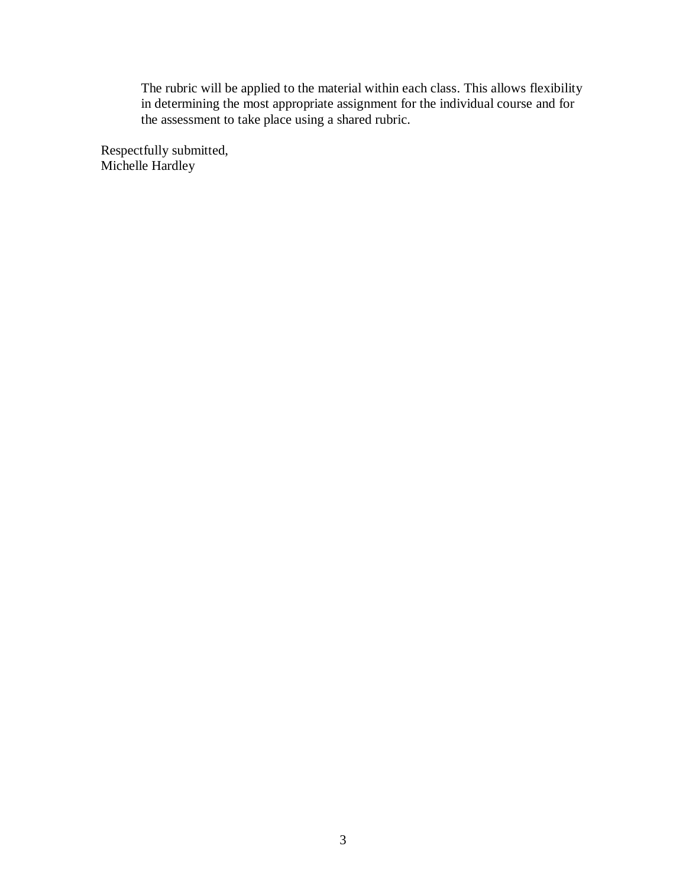The rubric will be applied to the material within each class. This allows flexibility in determining the most appropriate assignment for the individual course and for the assessment to take place using a shared rubric.

Respectfully submitted,
Michelle Hardley